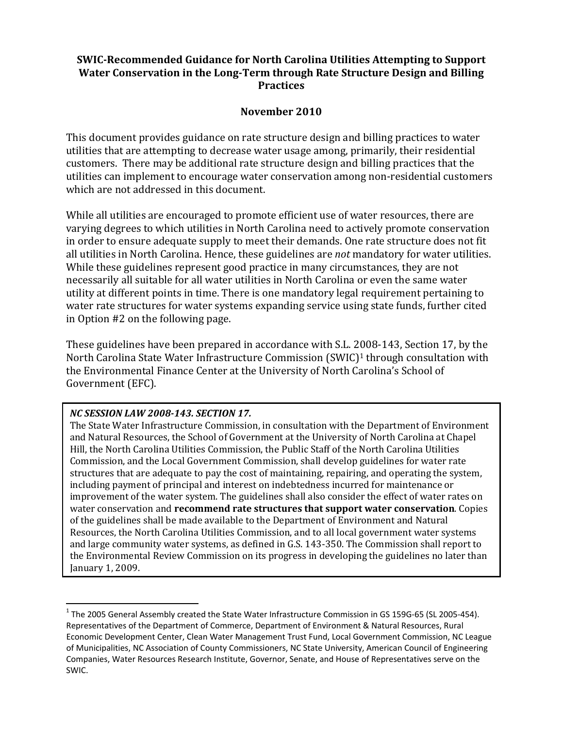# SWIC-Recommended Guidance for North Carolina Utilities Attempting to Support Water Conservation in the Long-Term through Rate Structure Design and Billing Practices

**November 2010**

This document provides guidance on rate structure design and billing practices to water utilities that are attempting to decrease water usage among, primarily, their residential customers. There may be additional rate structure design and billing practices that the utilities can implement to encourage water conservation among non-residential customers which are not addressed in this document.

While all utilities are encouraged to promote efficient use of water resources, there are varying degrees to which utilities in North Carolina need to actively promote conservation in order to ensure adequate supply to meet their demands. One rate structure does not fit all utilities in North Carolina. Hence, these guidelines are *not* mandatory for water utilities. While these guidelines represent good practice in many circumstances, they are not necessarily all suitable for all water utilities in North Carolina or even the same water utility at different points in time. There is one mandatory legal requirement pertaining to water rate structures for water systems expanding service using state funds, further cited in Option #2 on the following page.

These guidelines have been prepared in accordance with S.L. 2008-143, Section 17, by the North Carolina State Water Infrastructure Commission (SWIC)[1] through consultation with the Environmental Finance Center at the University of North Carolina's School of Government (EFC).

> ***NC SESSION LAW 2008-143. SECTION 17.***
>
> The State Water Infrastructure Commission, in consultation with the Department of Environment and Natural Resources, the School of Government at the University of North Carolina at Chapel Hill, the North Carolina Utilities Commission, the Public Staff of the North Carolina Utilities Commission, and the Local Government Commission, shall develop guidelines for water rate structures that are adequate to pay the cost of maintaining, repairing, and operating the system, including payment of principal and interest on indebtedness incurred for maintenance or improvement of the water system. The guidelines shall also consider the effect of water rates on water conservation and **recommend rate structures that support water conservation**. Copies of the guidelines shall be made available to the Department of Environment and Natural Resources, the North Carolina Utilities Commission, and to all local government water systems and large community water systems, as defined in G.S. 143-350. The Commission shall report to the Environmental Review Commission on its progress in developing the guidelines no later than January 1, 2009.

---

[1] The 2005 General Assembly created the State Water Infrastructure Commission in GS 159G-65 (SL 2005-454). Representatives of the Department of Commerce, Department of Environment & Natural Resources, Rural Economic Development Center, Clean Water Management Trust Fund, Local Government Commission, NC League of Municipalities, NC Association of County Commissioners, NC State University, American Council of Engineering Companies, Water Resources Research Institute, Governor, Senate, and House of Representatives serve on the SWIC.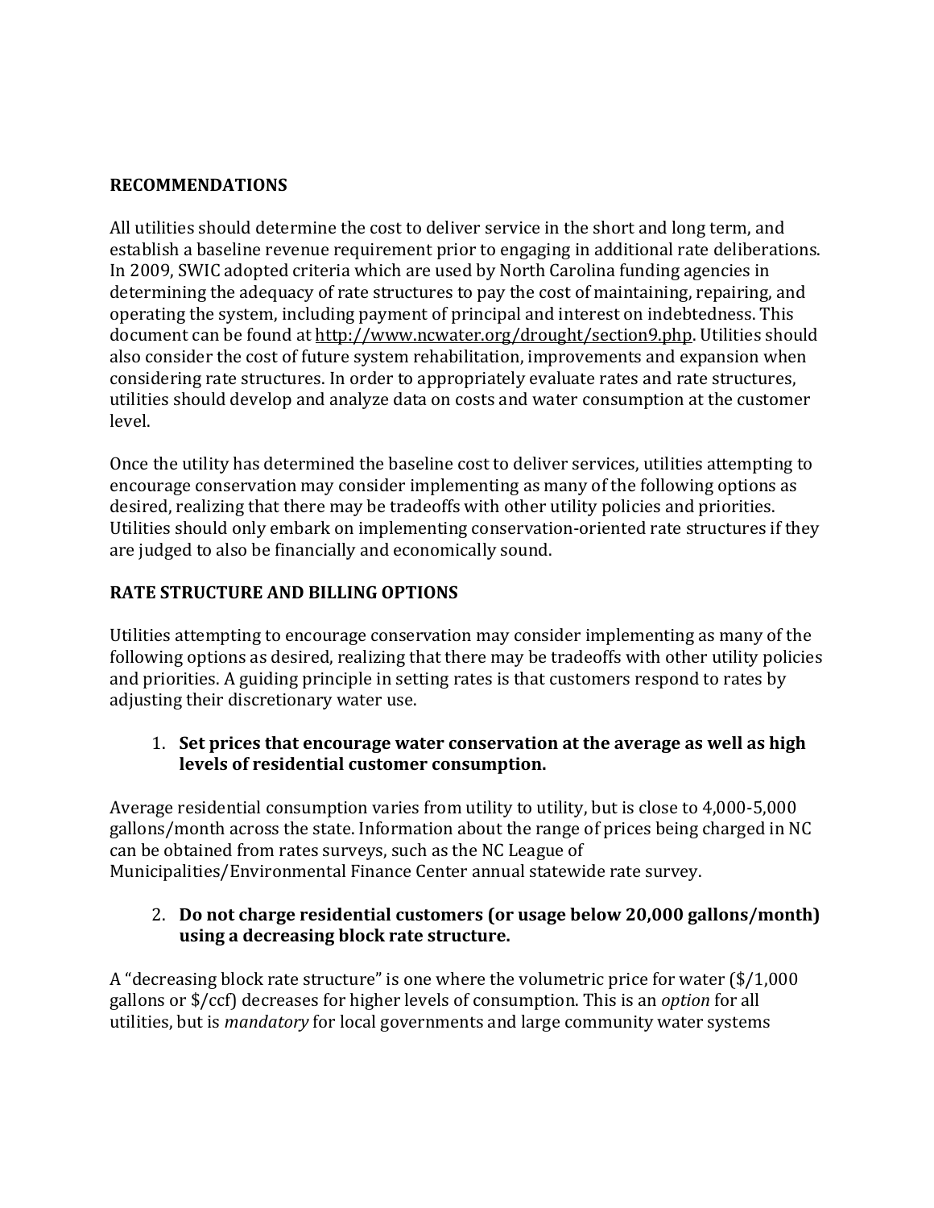## RECOMMENDATIONS

All utilities should determine the cost to deliver service in the short and long term, and establish a baseline revenue requirement prior to engaging in additional rate deliberations. In 2009, SWIC adopted criteria which are used by North Carolina funding agencies in determining the adequacy of rate structures to pay the cost of maintaining, repairing, and operating the system, including payment of principal and interest on indebtedness. This document can be found at http://www.ncwater.org/drought/section9.php. Utilities should also consider the cost of future system rehabilitation, improvements and expansion when considering rate structures. In order to appropriately evaluate rates and rate structures, utilities should develop and analyze data on costs and water consumption at the customer level.

Once the utility has determined the baseline cost to deliver services, utilities attempting to encourage conservation may consider implementing as many of the following options as desired, realizing that there may be tradeoffs with other utility policies and priorities. Utilities should only embark on implementing conservation-oriented rate structures if they are judged to also be financially and economically sound.

## RATE STRUCTURE AND BILLING OPTIONS

Utilities attempting to encourage conservation may consider implementing as many of the following options as desired, realizing that there may be tradeoffs with other utility policies and priorities. A guiding principle in setting rates is that customers respond to rates by adjusting their discretionary water use.

1. **Set prices that encourage water conservation at the average as well as high levels of residential customer consumption.**

Average residential consumption varies from utility to utility, but is close to 4,000-5,000 gallons/month across the state. Information about the range of prices being charged in NC can be obtained from rates surveys, such as the NC League of Municipalities/Environmental Finance Center annual statewide rate survey.

2. **Do not charge residential customers (or usage below 20,000 gallons/month) using a decreasing block rate structure.**

A "decreasing block rate structure" is one where the volumetric price for water ($/1,000 gallons or $/ccf) decreases for higher levels of consumption. This is an *option* for all utilities, but is *mandatory* for local governments and large community water systems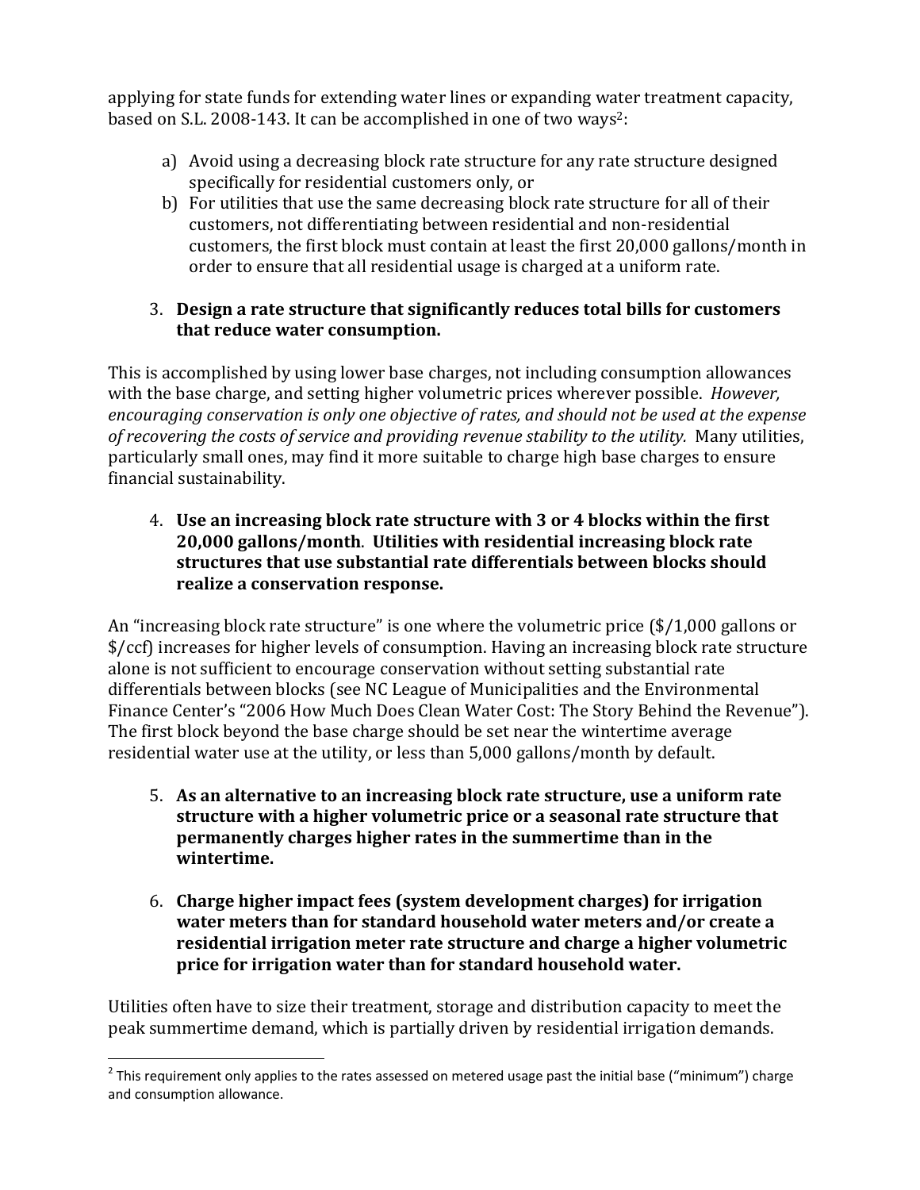applying for state funds for extending water lines or expanding water treatment capacity, based on S.L. 2008-143. It can be accomplished in one of two ways[2]:

a) Avoid using a decreasing block rate structure for any rate structure designed specifically for residential customers only, or
b) For utilities that use the same decreasing block rate structure for all of their customers, not differentiating between residential and non-residential customers, the first block must contain at least the first 20,000 gallons/month in order to ensure that all residential usage is charged at a uniform rate.

3. **Design a rate structure that significantly reduces total bills for customers that reduce water consumption.**

This is accomplished by using lower base charges, not including consumption allowances with the base charge, and setting higher volumetric prices wherever possible. *However, encouraging conservation is only one objective of rates, and should not be used at the expense of recovering the costs of service and providing revenue stability to the utility.* Many utilities, particularly small ones, may find it more suitable to charge high base charges to ensure financial sustainability.

4. **Use an increasing block rate structure with 3 or 4 blocks within the first 20,000 gallons/month. Utilities with residential increasing block rate structures that use substantial rate differentials between blocks should realize a conservation response.**

An "increasing block rate structure" is one where the volumetric price ($/1,000 gallons or $/ccf) increases for higher levels of consumption. Having an increasing block rate structure alone is not sufficient to encourage conservation without setting substantial rate differentials between blocks (see NC League of Municipalities and the Environmental Finance Center's "2006 How Much Does Clean Water Cost: The Story Behind the Revenue"). The first block beyond the base charge should be set near the wintertime average residential water use at the utility, or less than 5,000 gallons/month by default.

5. **As an alternative to an increasing block rate structure, use a uniform rate structure with a higher volumetric price or a seasonal rate structure that permanently charges higher rates in the summertime than in the wintertime.**

6. **Charge higher impact fees (system development charges) for irrigation water meters than for standard household water meters and/or create a residential irrigation meter rate structure and charge a higher volumetric price for irrigation water than for standard household water.**

Utilities often have to size their treatment, storage and distribution capacity to meet the peak summertime demand, which is partially driven by residential irrigation demands.

[2] This requirement only applies to the rates assessed on metered usage past the initial base ("minimum") charge and consumption allowance.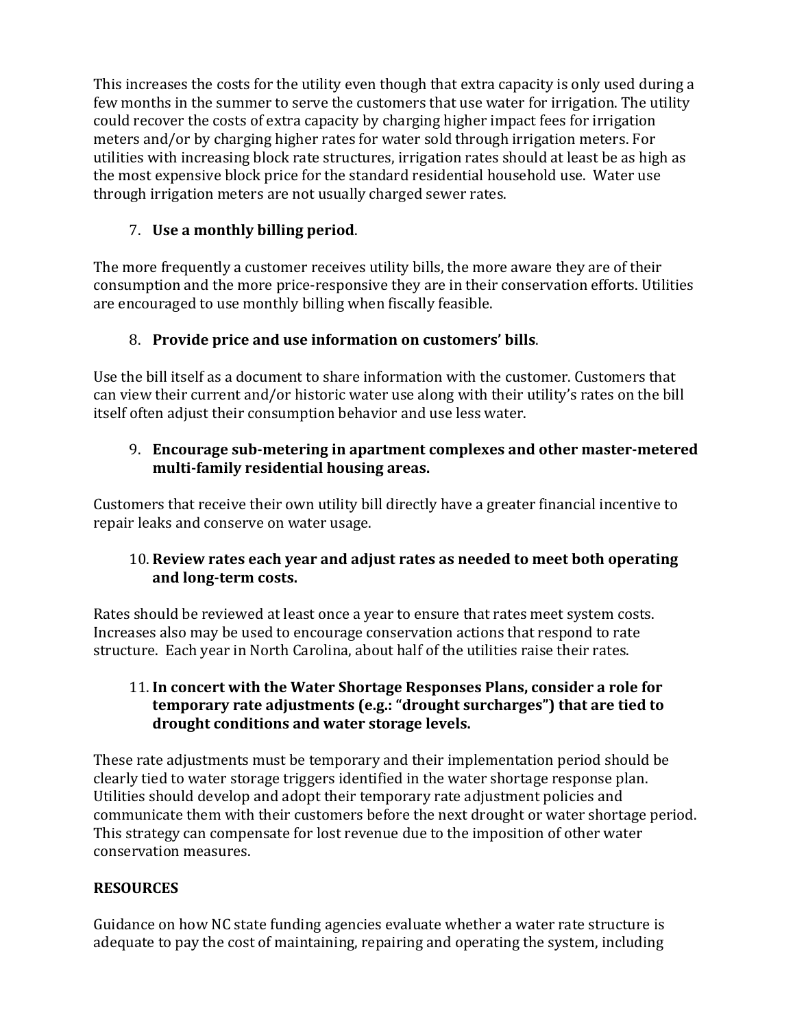This increases the costs for the utility even though that extra capacity is only used during a few months in the summer to serve the customers that use water for irrigation. The utility could recover the costs of extra capacity by charging higher impact fees for irrigation meters and/or by charging higher rates for water sold through irrigation meters. For utilities with increasing block rate structures, irrigation rates should at least be as high as the most expensive block price for the standard residential household use. Water use through irrigation meters are not usually charged sewer rates.

7. **Use a monthly billing period**.

The more frequently a customer receives utility bills, the more aware they are of their consumption and the more price-responsive they are in their conservation efforts. Utilities are encouraged to use monthly billing when fiscally feasible.

8. **Provide price and use information on customers' bills**.

Use the bill itself as a document to share information with the customer. Customers that can view their current and/or historic water use along with their utility's rates on the bill itself often adjust their consumption behavior and use less water.

9. **Encourage sub-metering in apartment complexes and other master-metered multi-family residential housing areas.**

Customers that receive their own utility bill directly have a greater financial incentive to repair leaks and conserve on water usage.

10. **Review rates each year and adjust rates as needed to meet both operating and long-term costs.**

Rates should be reviewed at least once a year to ensure that rates meet system costs. Increases also may be used to encourage conservation actions that respond to rate structure. Each year in North Carolina, about half of the utilities raise their rates.

11. **In concert with the Water Shortage Responses Plans, consider a role for temporary rate adjustments (e.g.: "drought surcharges") that are tied to drought conditions and water storage levels.**

These rate adjustments must be temporary and their implementation period should be clearly tied to water storage triggers identified in the water shortage response plan. Utilities should develop and adopt their temporary rate adjustment policies and communicate them with their customers before the next drought or water shortage period. This strategy can compensate for lost revenue due to the imposition of other water conservation measures.

**RESOURCES**

Guidance on how NC state funding agencies evaluate whether a water rate structure is adequate to pay the cost of maintaining, repairing and operating the system, including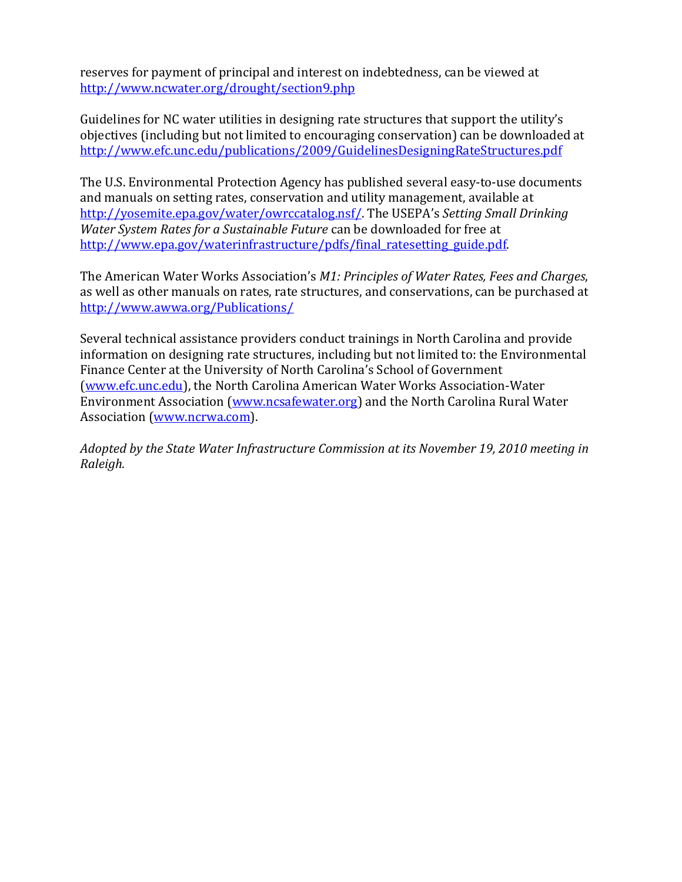reserves for payment of principal and interest on indebtedness, can be viewed at http://www.ncwater.org/drought/section9.php

Guidelines for NC water utilities in designing rate structures that support the utility's objectives (including but not limited to encouraging conservation) can be downloaded at http://www.efc.unc.edu/publications/2009/GuidelinesDesigningRateStructures.pdf

The U.S. Environmental Protection Agency has published several easy-to-use documents and manuals on setting rates, conservation and utility management, available at http://yosemite.epa.gov/water/owrccatalog.nsf/. The USEPA's *Setting Small Drinking Water System Rates for a Sustainable Future* can be downloaded for free at http://www.epa.gov/waterinfrastructure/pdfs/final_ratesetting_guide.pdf.

The American Water Works Association's *M1: Principles of Water Rates, Fees and Charges*, as well as other manuals on rates, rate structures, and conservations, can be purchased at http://www.awwa.org/Publications/

Several technical assistance providers conduct trainings in North Carolina and provide information on designing rate structures, including but not limited to: the Environmental Finance Center at the University of North Carolina's School of Government (www.efc.unc.edu), the North Carolina American Water Works Association-Water Environment Association (www.ncsafewater.org) and the North Carolina Rural Water Association (www.ncrwa.com).

*Adopted by the State Water Infrastructure Commission at its November 19, 2010 meeting in Raleigh.*